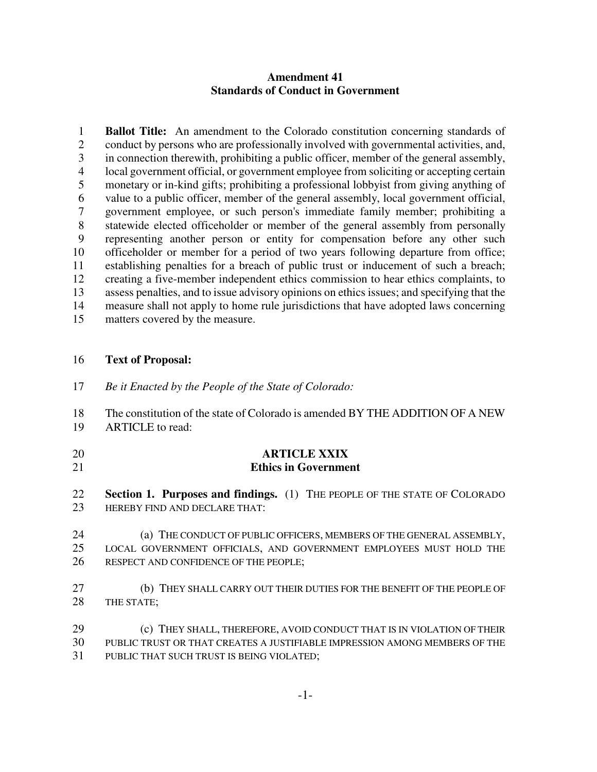# Amendment 41
## Standards of Conduct in Government

**Ballot Title:** An amendment to the Colorado constitution concerning standards of conduct by persons who are professionally involved with governmental activities, and, in connection therewith, prohibiting a public officer, member of the general assembly, local government official, or government employee from soliciting or accepting certain monetary or in-kind gifts; prohibiting a professional lobbyist from giving anything of value to a public officer, member of the general assembly, local government official, government employee, or such person's immediate family member; prohibiting a statewide elected officeholder or member of the general assembly from personally representing another person or entity for compensation before any other such officeholder or member for a period of two years following departure from office; establishing penalties for a breach of public trust or inducement of such a breach; creating a five-member independent ethics commission to hear ethics complaints, to assess penalties, and to issue advisory opinions on ethics issues; and specifying that the measure shall not apply to home rule jurisdictions that have adopted laws concerning matters covered by the measure.

**Text of Proposal:**

*Be it Enacted by the People of the State of Colorado:*

The constitution of the state of Colorado is amended BY THE ADDITION OF A NEW ARTICLE to read:

### ARTICLE XXIX
### Ethics in Government

**Section 1. Purposes and findings.** (1) THE PEOPLE OF THE STATE OF COLORADO HEREBY FIND AND DECLARE THAT:

(a) THE CONDUCT OF PUBLIC OFFICERS, MEMBERS OF THE GENERAL ASSEMBLY, LOCAL GOVERNMENT OFFICIALS, AND GOVERNMENT EMPLOYEES MUST HOLD THE RESPECT AND CONFIDENCE OF THE PEOPLE;

(b) THEY SHALL CARRY OUT THEIR DUTIES FOR THE BENEFIT OF THE PEOPLE OF THE STATE;

(c) THEY SHALL, THEREFORE, AVOID CONDUCT THAT IS IN VIOLATION OF THEIR PUBLIC TRUST OR THAT CREATES A JUSTIFIABLE IMPRESSION AMONG MEMBERS OF THE PUBLIC THAT SUCH TRUST IS BEING VIOLATED;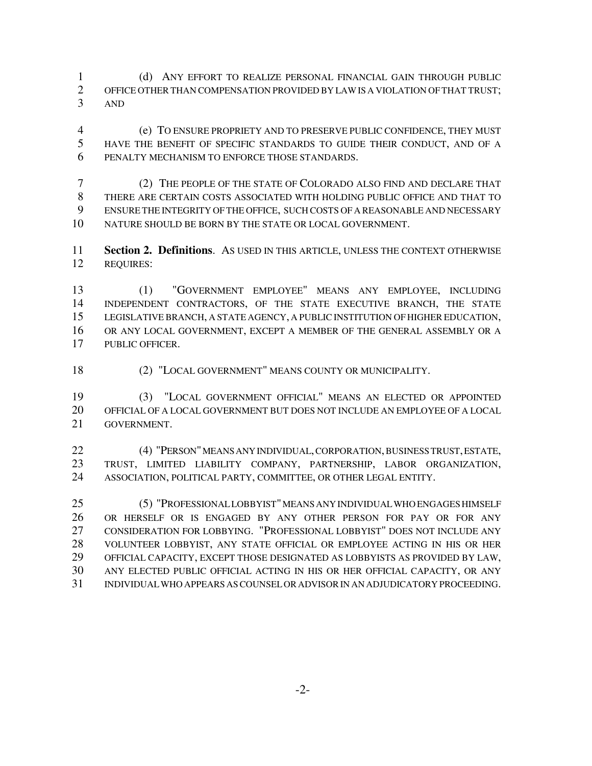(d) ANY EFFORT TO REALIZE PERSONAL FINANCIAL GAIN THROUGH PUBLIC OFFICE OTHER THAN COMPENSATION PROVIDED BY LAW IS A VIOLATION OF THAT TRUST; AND

(e) TO ENSURE PROPRIETY AND TO PRESERVE PUBLIC CONFIDENCE, THEY MUST HAVE THE BENEFIT OF SPECIFIC STANDARDS TO GUIDE THEIR CONDUCT, AND OF A PENALTY MECHANISM TO ENFORCE THOSE STANDARDS.

(2) THE PEOPLE OF THE STATE OF COLORADO ALSO FIND AND DECLARE THAT THERE ARE CERTAIN COSTS ASSOCIATED WITH HOLDING PUBLIC OFFICE AND THAT TO ENSURE THE INTEGRITY OF THE OFFICE, SUCH COSTS OF A REASONABLE AND NECESSARY NATURE SHOULD BE BORN BY THE STATE OR LOCAL GOVERNMENT.

**Section 2. Definitions**. AS USED IN THIS ARTICLE, UNLESS THE CONTEXT OTHERWISE REQUIRES:

(1) "GOVERNMENT EMPLOYEE" MEANS ANY EMPLOYEE, INCLUDING INDEPENDENT CONTRACTORS, OF THE STATE EXECUTIVE BRANCH, THE STATE LEGISLATIVE BRANCH, A STATE AGENCY, A PUBLIC INSTITUTION OF HIGHER EDUCATION, OR ANY LOCAL GOVERNMENT, EXCEPT A MEMBER OF THE GENERAL ASSEMBLY OR A PUBLIC OFFICER.

(2) "LOCAL GOVERNMENT" MEANS COUNTY OR MUNICIPALITY.

(3) "LOCAL GOVERNMENT OFFICIAL" MEANS AN ELECTED OR APPOINTED OFFICIAL OF A LOCAL GOVERNMENT BUT DOES NOT INCLUDE AN EMPLOYEE OF A LOCAL GOVERNMENT.

(4) "PERSON" MEANS ANY INDIVIDUAL, CORPORATION, BUSINESS TRUST, ESTATE, TRUST, LIMITED LIABILITY COMPANY, PARTNERSHIP, LABOR ORGANIZATION, ASSOCIATION, POLITICAL PARTY, COMMITTEE, OR OTHER LEGAL ENTITY.

(5) "PROFESSIONAL LOBBYIST" MEANS ANY INDIVIDUAL WHO ENGAGES HIMSELF OR HERSELF OR IS ENGAGED BY ANY OTHER PERSON FOR PAY OR FOR ANY CONSIDERATION FOR LOBBYING. "PROFESSIONAL LOBBYIST" DOES NOT INCLUDE ANY VOLUNTEER LOBBYIST, ANY STATE OFFICIAL OR EMPLOYEE ACTING IN HIS OR HER OFFICIAL CAPACITY, EXCEPT THOSE DESIGNATED AS LOBBYISTS AS PROVIDED BY LAW, ANY ELECTED PUBLIC OFFICIAL ACTING IN HIS OR HER OFFICIAL CAPACITY, OR ANY INDIVIDUAL WHO APPEARS AS COUNSEL OR ADVISOR IN AN ADJUDICATORY PROCEEDING.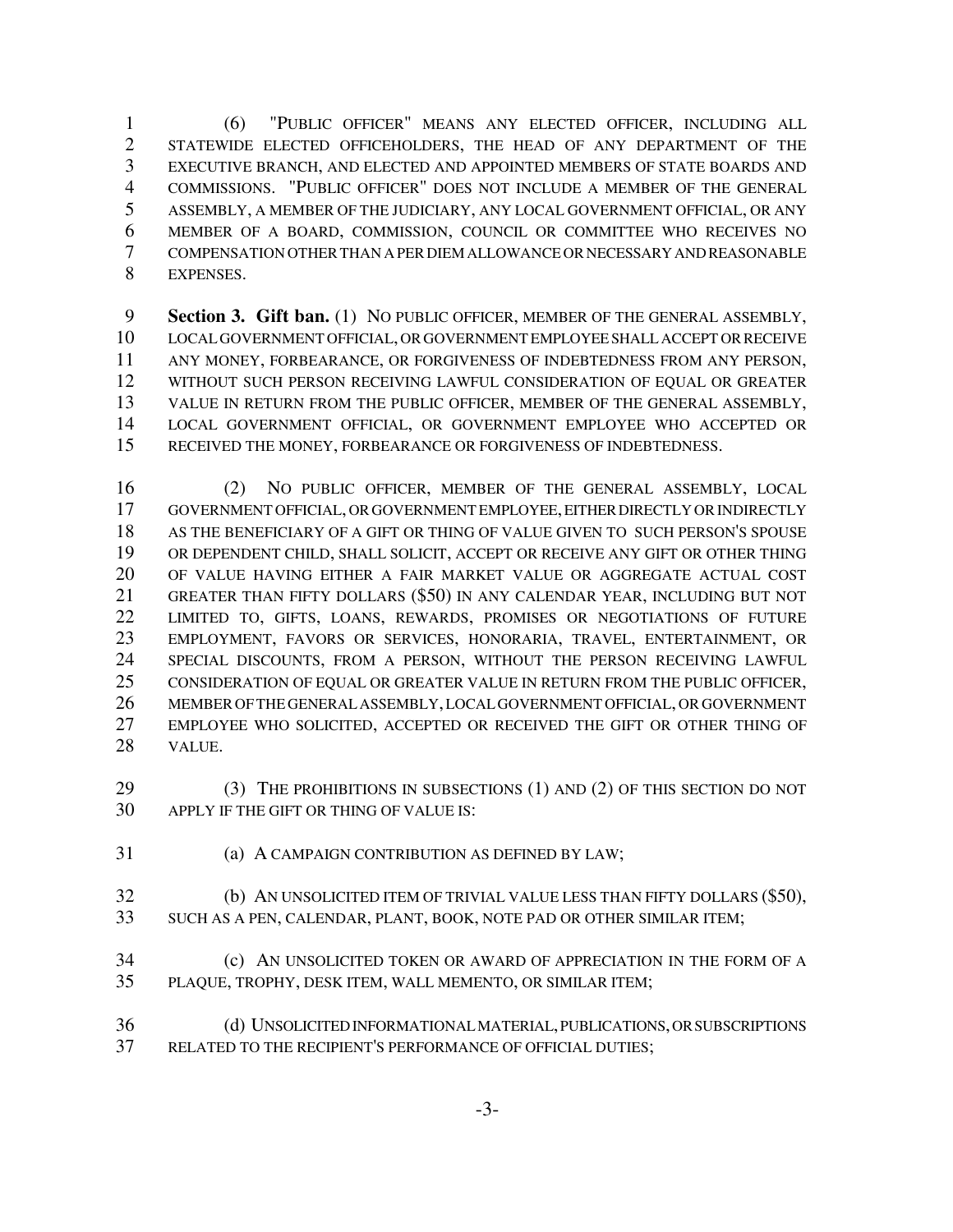(6) "PUBLIC OFFICER" MEANS ANY ELECTED OFFICER, INCLUDING ALL STATEWIDE ELECTED OFFICEHOLDERS, THE HEAD OF ANY DEPARTMENT OF THE EXECUTIVE BRANCH, AND ELECTED AND APPOINTED MEMBERS OF STATE BOARDS AND COMMISSIONS. "PUBLIC OFFICER" DOES NOT INCLUDE A MEMBER OF THE GENERAL ASSEMBLY, A MEMBER OF THE JUDICIARY, ANY LOCAL GOVERNMENT OFFICIAL, OR ANY MEMBER OF A BOARD, COMMISSION, COUNCIL OR COMMITTEE WHO RECEIVES NO COMPENSATION OTHER THAN A PER DIEM ALLOWANCE OR NECESSARY AND REASONABLE EXPENSES.

**Section 3. Gift ban.** (1) NO PUBLIC OFFICER, MEMBER OF THE GENERAL ASSEMBLY, LOCAL GOVERNMENT OFFICIAL, OR GOVERNMENT EMPLOYEE SHALL ACCEPT OR RECEIVE ANY MONEY, FORBEARANCE, OR FORGIVENESS OF INDEBTEDNESS FROM ANY PERSON, WITHOUT SUCH PERSON RECEIVING LAWFUL CONSIDERATION OF EQUAL OR GREATER VALUE IN RETURN FROM THE PUBLIC OFFICER, MEMBER OF THE GENERAL ASSEMBLY, LOCAL GOVERNMENT OFFICIAL, OR GOVERNMENT EMPLOYEE WHO ACCEPTED OR RECEIVED THE MONEY, FORBEARANCE OR FORGIVENESS OF INDEBTEDNESS.

(2) NO PUBLIC OFFICER, MEMBER OF THE GENERAL ASSEMBLY, LOCAL GOVERNMENT OFFICIAL, OR GOVERNMENT EMPLOYEE, EITHER DIRECTLY OR INDIRECTLY AS THE BENEFICIARY OF A GIFT OR THING OF VALUE GIVEN TO SUCH PERSON'S SPOUSE OR DEPENDENT CHILD, SHALL SOLICIT, ACCEPT OR RECEIVE ANY GIFT OR OTHER THING OF VALUE HAVING EITHER A FAIR MARKET VALUE OR AGGREGATE ACTUAL COST GREATER THAN FIFTY DOLLARS ($50) IN ANY CALENDAR YEAR, INCLUDING BUT NOT LIMITED TO, GIFTS, LOANS, REWARDS, PROMISES OR NEGOTIATIONS OF FUTURE EMPLOYMENT, FAVORS OR SERVICES, HONORARIA, TRAVEL, ENTERTAINMENT, OR SPECIAL DISCOUNTS, FROM A PERSON, WITHOUT THE PERSON RECEIVING LAWFUL CONSIDERATION OF EQUAL OR GREATER VALUE IN RETURN FROM THE PUBLIC OFFICER, MEMBER OF THE GENERAL ASSEMBLY, LOCAL GOVERNMENT OFFICIAL, OR GOVERNMENT EMPLOYEE WHO SOLICITED, ACCEPTED OR RECEIVED THE GIFT OR OTHER THING OF VALUE.

(3) THE PROHIBITIONS IN SUBSECTIONS (1) AND (2) OF THIS SECTION DO NOT APPLY IF THE GIFT OR THING OF VALUE IS:

(a) A CAMPAIGN CONTRIBUTION AS DEFINED BY LAW;

(b) AN UNSOLICITED ITEM OF TRIVIAL VALUE LESS THAN FIFTY DOLLARS ($50), SUCH AS A PEN, CALENDAR, PLANT, BOOK, NOTE PAD OR OTHER SIMILAR ITEM;

(c) AN UNSOLICITED TOKEN OR AWARD OF APPRECIATION IN THE FORM OF A PLAQUE, TROPHY, DESK ITEM, WALL MEMENTO, OR SIMILAR ITEM;

(d) UNSOLICITED INFORMATIONAL MATERIAL, PUBLICATIONS, OR SUBSCRIPTIONS RELATED TO THE RECIPIENT'S PERFORMANCE OF OFFICIAL DUTIES;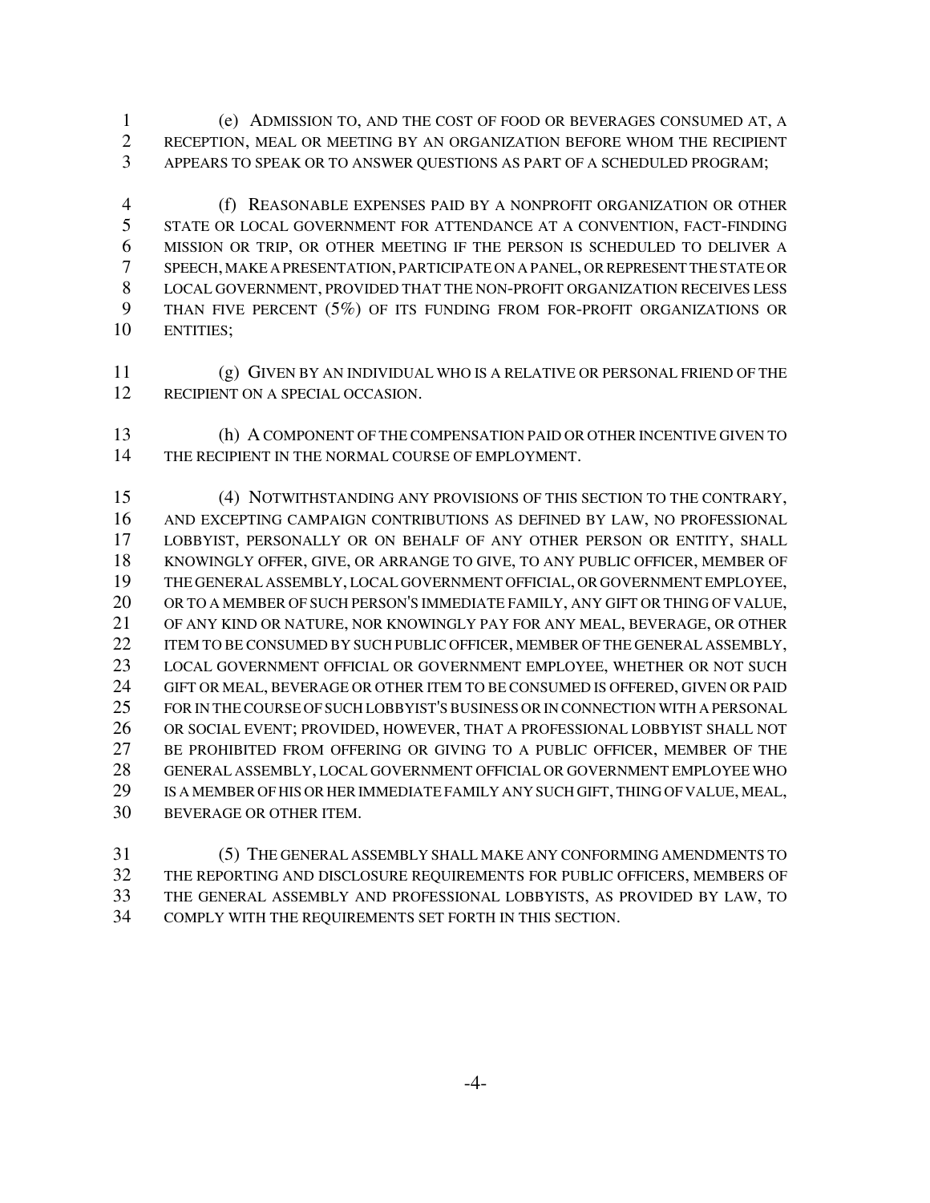(e) ADMISSION TO, AND THE COST OF FOOD OR BEVERAGES CONSUMED AT, A RECEPTION, MEAL OR MEETING BY AN ORGANIZATION BEFORE WHOM THE RECIPIENT APPEARS TO SPEAK OR TO ANSWER QUESTIONS AS PART OF A SCHEDULED PROGRAM;

(f) REASONABLE EXPENSES PAID BY A NONPROFIT ORGANIZATION OR OTHER STATE OR LOCAL GOVERNMENT FOR ATTENDANCE AT A CONVENTION, FACT-FINDING MISSION OR TRIP, OR OTHER MEETING IF THE PERSON IS SCHEDULED TO DELIVER A SPEECH, MAKE A PRESENTATION, PARTICIPATE ON A PANEL, OR REPRESENT THE STATE OR LOCAL GOVERNMENT, PROVIDED THAT THE NON-PROFIT ORGANIZATION RECEIVES LESS THAN FIVE PERCENT (5%) OF ITS FUNDING FROM FOR-PROFIT ORGANIZATIONS OR ENTITIES;

(g) GIVEN BY AN INDIVIDUAL WHO IS A RELATIVE OR PERSONAL FRIEND OF THE RECIPIENT ON A SPECIAL OCCASION.

(h) A COMPONENT OF THE COMPENSATION PAID OR OTHER INCENTIVE GIVEN TO THE RECIPIENT IN THE NORMAL COURSE OF EMPLOYMENT.

(4) NOTWITHSTANDING ANY PROVISIONS OF THIS SECTION TO THE CONTRARY, AND EXCEPTING CAMPAIGN CONTRIBUTIONS AS DEFINED BY LAW, NO PROFESSIONAL LOBBYIST, PERSONALLY OR ON BEHALF OF ANY OTHER PERSON OR ENTITY, SHALL KNOWINGLY OFFER, GIVE, OR ARRANGE TO GIVE, TO ANY PUBLIC OFFICER, MEMBER OF THE GENERAL ASSEMBLY, LOCAL GOVERNMENT OFFICIAL, OR GOVERNMENT EMPLOYEE, OR TO A MEMBER OF SUCH PERSON'S IMMEDIATE FAMILY, ANY GIFT OR THING OF VALUE, OF ANY KIND OR NATURE, NOR KNOWINGLY PAY FOR ANY MEAL, BEVERAGE, OR OTHER ITEM TO BE CONSUMED BY SUCH PUBLIC OFFICER, MEMBER OF THE GENERAL ASSEMBLY, LOCAL GOVERNMENT OFFICIAL OR GOVERNMENT EMPLOYEE, WHETHER OR NOT SUCH GIFT OR MEAL, BEVERAGE OR OTHER ITEM TO BE CONSUMED IS OFFERED, GIVEN OR PAID FOR IN THE COURSE OF SUCH LOBBYIST'S BUSINESS OR IN CONNECTION WITH A PERSONAL OR SOCIAL EVENT; PROVIDED, HOWEVER, THAT A PROFESSIONAL LOBBYIST SHALL NOT BE PROHIBITED FROM OFFERING OR GIVING TO A PUBLIC OFFICER, MEMBER OF THE GENERAL ASSEMBLY, LOCAL GOVERNMENT OFFICIAL OR GOVERNMENT EMPLOYEE WHO IS A MEMBER OF HIS OR HER IMMEDIATE FAMILY ANY SUCH GIFT, THING OF VALUE, MEAL, BEVERAGE OR OTHER ITEM.

(5) THE GENERAL ASSEMBLY SHALL MAKE ANY CONFORMING AMENDMENTS TO THE REPORTING AND DISCLOSURE REQUIREMENTS FOR PUBLIC OFFICERS, MEMBERS OF THE GENERAL ASSEMBLY AND PROFESSIONAL LOBBYISTS, AS PROVIDED BY LAW, TO COMPLY WITH THE REQUIREMENTS SET FORTH IN THIS SECTION.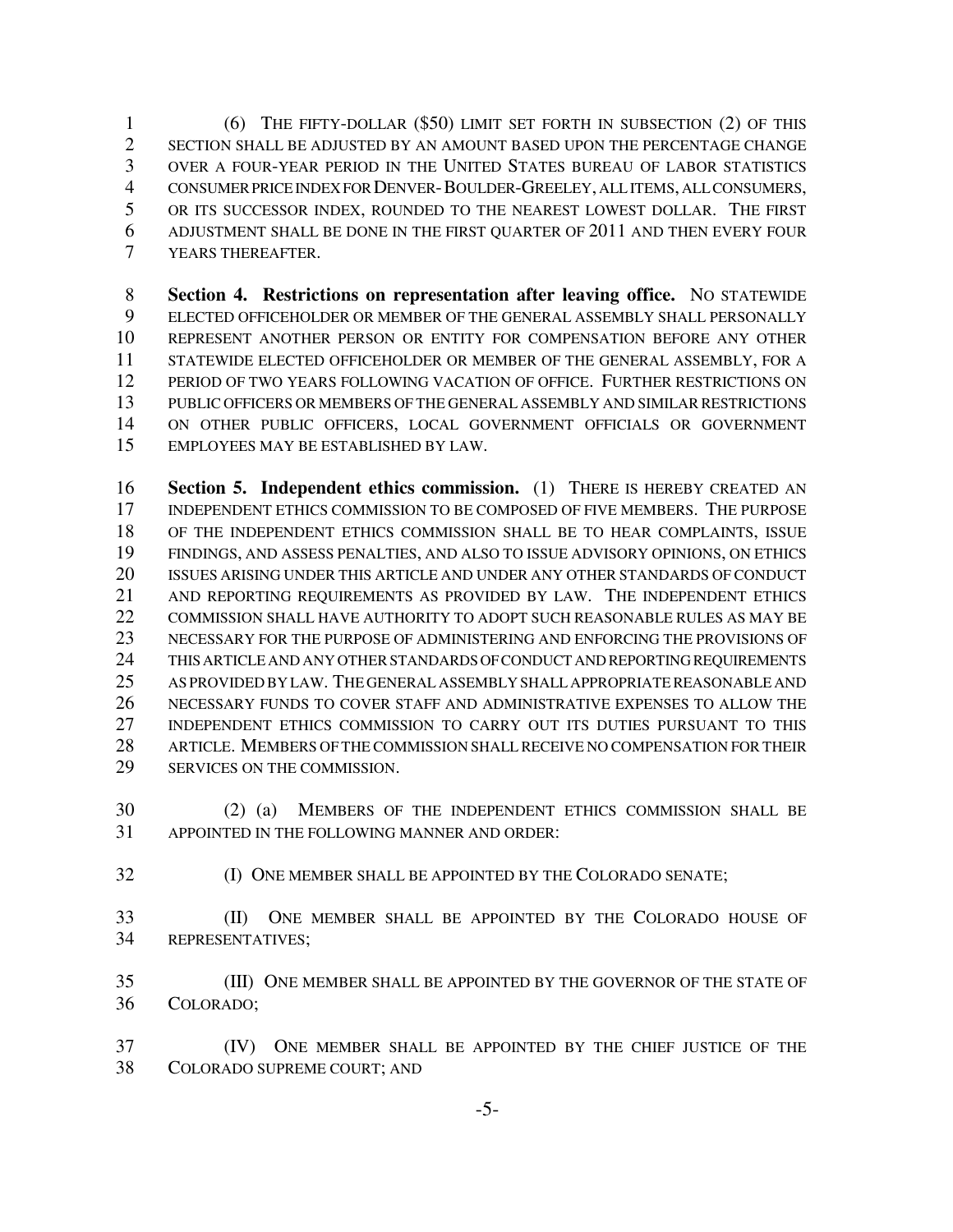(6) THE FIFTY-DOLLAR ($50) LIMIT SET FORTH IN SUBSECTION (2) OF THIS SECTION SHALL BE ADJUSTED BY AN AMOUNT BASED UPON THE PERCENTAGE CHANGE OVER A FOUR-YEAR PERIOD IN THE UNITED STATES BUREAU OF LABOR STATISTICS CONSUMER PRICE INDEX FOR DENVER-BOULDER-GREELEY, ALL ITEMS, ALL CONSUMERS, OR ITS SUCCESSOR INDEX, ROUNDED TO THE NEAREST LOWEST DOLLAR. THE FIRST ADJUSTMENT SHALL BE DONE IN THE FIRST QUARTER OF 2011 AND THEN EVERY FOUR YEARS THEREAFTER.

**Section 4. Restrictions on representation after leaving office.** NO STATEWIDE ELECTED OFFICEHOLDER OR MEMBER OF THE GENERAL ASSEMBLY SHALL PERSONALLY REPRESENT ANOTHER PERSON OR ENTITY FOR COMPENSATION BEFORE ANY OTHER STATEWIDE ELECTED OFFICEHOLDER OR MEMBER OF THE GENERAL ASSEMBLY, FOR A PERIOD OF TWO YEARS FOLLOWING VACATION OF OFFICE. FURTHER RESTRICTIONS ON PUBLIC OFFICERS OR MEMBERS OF THE GENERAL ASSEMBLY AND SIMILAR RESTRICTIONS ON OTHER PUBLIC OFFICERS, LOCAL GOVERNMENT OFFICIALS OR GOVERNMENT EMPLOYEES MAY BE ESTABLISHED BY LAW.

**Section 5. Independent ethics commission.** (1) THERE IS HEREBY CREATED AN INDEPENDENT ETHICS COMMISSION TO BE COMPOSED OF FIVE MEMBERS. THE PURPOSE OF THE INDEPENDENT ETHICS COMMISSION SHALL BE TO HEAR COMPLAINTS, ISSUE FINDINGS, AND ASSESS PENALTIES, AND ALSO TO ISSUE ADVISORY OPINIONS, ON ETHICS ISSUES ARISING UNDER THIS ARTICLE AND UNDER ANY OTHER STANDARDS OF CONDUCT AND REPORTING REQUIREMENTS AS PROVIDED BY LAW. THE INDEPENDENT ETHICS COMMISSION SHALL HAVE AUTHORITY TO ADOPT SUCH REASONABLE RULES AS MAY BE NECESSARY FOR THE PURPOSE OF ADMINISTERING AND ENFORCING THE PROVISIONS OF THIS ARTICLE AND ANY OTHER STANDARDS OF CONDUCT AND REPORTING REQUIREMENTS AS PROVIDED BY LAW. THE GENERAL ASSEMBLY SHALL APPROPRIATE REASONABLE AND NECESSARY FUNDS TO COVER STAFF AND ADMINISTRATIVE EXPENSES TO ALLOW THE INDEPENDENT ETHICS COMMISSION TO CARRY OUT ITS DUTIES PURSUANT TO THIS ARTICLE. MEMBERS OF THE COMMISSION SHALL RECEIVE NO COMPENSATION FOR THEIR SERVICES ON THE COMMISSION.

(2) (a) MEMBERS OF THE INDEPENDENT ETHICS COMMISSION SHALL BE APPOINTED IN THE FOLLOWING MANNER AND ORDER:

(I) ONE MEMBER SHALL BE APPOINTED BY THE COLORADO SENATE;

(II) ONE MEMBER SHALL BE APPOINTED BY THE COLORADO HOUSE OF REPRESENTATIVES;

(III) ONE MEMBER SHALL BE APPOINTED BY THE GOVERNOR OF THE STATE OF COLORADO;

(IV) ONE MEMBER SHALL BE APPOINTED BY THE CHIEF JUSTICE OF THE COLORADO SUPREME COURT; AND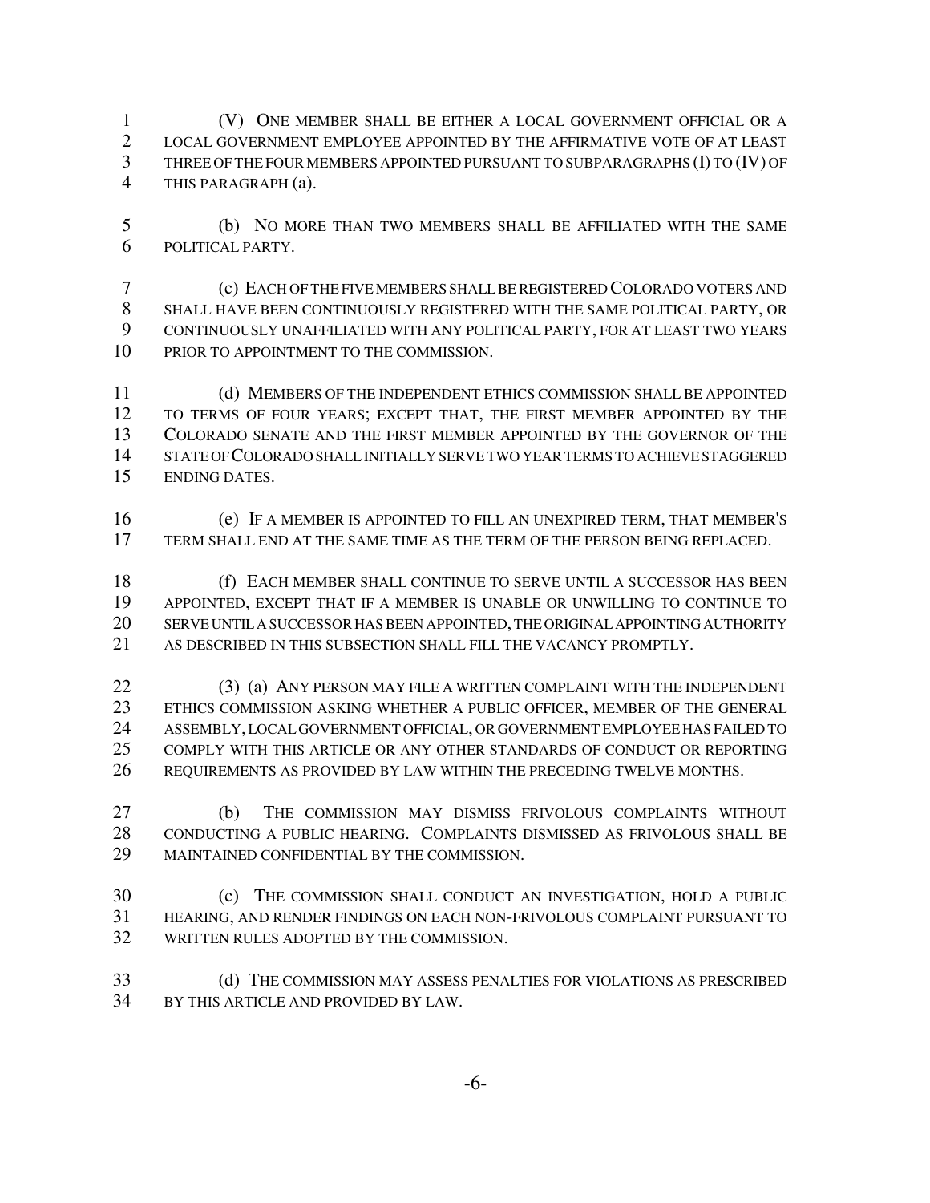(V) ONE MEMBER SHALL BE EITHER A LOCAL GOVERNMENT OFFICIAL OR A LOCAL GOVERNMENT EMPLOYEE APPOINTED BY THE AFFIRMATIVE VOTE OF AT LEAST THREE OF THE FOUR MEMBERS APPOINTED PURSUANT TO SUBPARAGRAPHS (I) TO (IV) OF THIS PARAGRAPH (a).

(b) NO MORE THAN TWO MEMBERS SHALL BE AFFILIATED WITH THE SAME POLITICAL PARTY.

(c) EACH OF THE FIVE MEMBERS SHALL BE REGISTERED COLORADO VOTERS AND SHALL HAVE BEEN CONTINUOUSLY REGISTERED WITH THE SAME POLITICAL PARTY, OR CONTINUOUSLY UNAFFILIATED WITH ANY POLITICAL PARTY, FOR AT LEAST TWO YEARS PRIOR TO APPOINTMENT TO THE COMMISSION.

(d) MEMBERS OF THE INDEPENDENT ETHICS COMMISSION SHALL BE APPOINTED TO TERMS OF FOUR YEARS; EXCEPT THAT, THE FIRST MEMBER APPOINTED BY THE COLORADO SENATE AND THE FIRST MEMBER APPOINTED BY THE GOVERNOR OF THE STATE OF COLORADO SHALL INITIALLY SERVE TWO YEAR TERMS TO ACHIEVE STAGGERED ENDING DATES.

(e) IF A MEMBER IS APPOINTED TO FILL AN UNEXPIRED TERM, THAT MEMBER'S TERM SHALL END AT THE SAME TIME AS THE TERM OF THE PERSON BEING REPLACED.

(f) EACH MEMBER SHALL CONTINUE TO SERVE UNTIL A SUCCESSOR HAS BEEN APPOINTED, EXCEPT THAT IF A MEMBER IS UNABLE OR UNWILLING TO CONTINUE TO SERVE UNTIL A SUCCESSOR HAS BEEN APPOINTED, THE ORIGINAL APPOINTING AUTHORITY AS DESCRIBED IN THIS SUBSECTION SHALL FILL THE VACANCY PROMPTLY.

(3) (a) ANY PERSON MAY FILE A WRITTEN COMPLAINT WITH THE INDEPENDENT ETHICS COMMISSION ASKING WHETHER A PUBLIC OFFICER, MEMBER OF THE GENERAL ASSEMBLY, LOCAL GOVERNMENT OFFICIAL, OR GOVERNMENT EMPLOYEE HAS FAILED TO COMPLY WITH THIS ARTICLE OR ANY OTHER STANDARDS OF CONDUCT OR REPORTING REQUIREMENTS AS PROVIDED BY LAW WITHIN THE PRECEDING TWELVE MONTHS.

(b) THE COMMISSION MAY DISMISS FRIVOLOUS COMPLAINTS WITHOUT CONDUCTING A PUBLIC HEARING. COMPLAINTS DISMISSED AS FRIVOLOUS SHALL BE MAINTAINED CONFIDENTIAL BY THE COMMISSION.

(c) THE COMMISSION SHALL CONDUCT AN INVESTIGATION, HOLD A PUBLIC HEARING, AND RENDER FINDINGS ON EACH NON-FRIVOLOUS COMPLAINT PURSUANT TO WRITTEN RULES ADOPTED BY THE COMMISSION.

(d) THE COMMISSION MAY ASSESS PENALTIES FOR VIOLATIONS AS PRESCRIBED BY THIS ARTICLE AND PROVIDED BY LAW.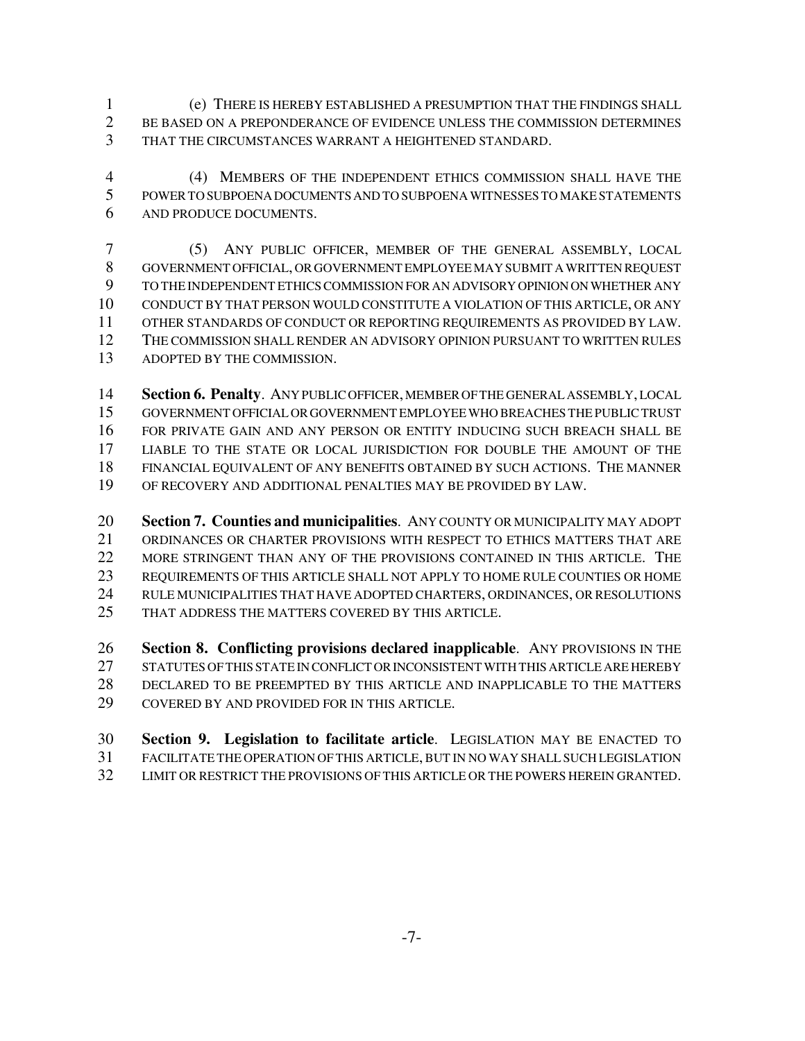(e) THERE IS HEREBY ESTABLISHED A PRESUMPTION THAT THE FINDINGS SHALL BE BASED ON A PREPONDERANCE OF EVIDENCE UNLESS THE COMMISSION DETERMINES THAT THE CIRCUMSTANCES WARRANT A HEIGHTENED STANDARD.

(4) MEMBERS OF THE INDEPENDENT ETHICS COMMISSION SHALL HAVE THE POWER TO SUBPOENA DOCUMENTS AND TO SUBPOENA WITNESSES TO MAKE STATEMENTS AND PRODUCE DOCUMENTS.

(5) ANY PUBLIC OFFICER, MEMBER OF THE GENERAL ASSEMBLY, LOCAL GOVERNMENT OFFICIAL, OR GOVERNMENT EMPLOYEE MAY SUBMIT A WRITTEN REQUEST TO THE INDEPENDENT ETHICS COMMISSION FOR AN ADVISORY OPINION ON WHETHER ANY CONDUCT BY THAT PERSON WOULD CONSTITUTE A VIOLATION OF THIS ARTICLE, OR ANY OTHER STANDARDS OF CONDUCT OR REPORTING REQUIREMENTS AS PROVIDED BY LAW. THE COMMISSION SHALL RENDER AN ADVISORY OPINION PURSUANT TO WRITTEN RULES ADOPTED BY THE COMMISSION.

**Section 6. Penalty**. ANY PUBLIC OFFICER, MEMBER OF THE GENERAL ASSEMBLY, LOCAL GOVERNMENT OFFICIAL OR GOVERNMENT EMPLOYEE WHO BREACHES THE PUBLIC TRUST FOR PRIVATE GAIN AND ANY PERSON OR ENTITY INDUCING SUCH BREACH SHALL BE LIABLE TO THE STATE OR LOCAL JURISDICTION FOR DOUBLE THE AMOUNT OF THE FINANCIAL EQUIVALENT OF ANY BENEFITS OBTAINED BY SUCH ACTIONS. THE MANNER OF RECOVERY AND ADDITIONAL PENALTIES MAY BE PROVIDED BY LAW.

**Section 7. Counties and municipalities**. ANY COUNTY OR MUNICIPALITY MAY ADOPT ORDINANCES OR CHARTER PROVISIONS WITH RESPECT TO ETHICS MATTERS THAT ARE MORE STRINGENT THAN ANY OF THE PROVISIONS CONTAINED IN THIS ARTICLE. THE REQUIREMENTS OF THIS ARTICLE SHALL NOT APPLY TO HOME RULE COUNTIES OR HOME RULE MUNICIPALITIES THAT HAVE ADOPTED CHARTERS, ORDINANCES, OR RESOLUTIONS THAT ADDRESS THE MATTERS COVERED BY THIS ARTICLE.

**Section 8. Conflicting provisions declared inapplicable**. ANY PROVISIONS IN THE STATUTES OF THIS STATE IN CONFLICT OR INCONSISTENT WITH THIS ARTICLE ARE HEREBY DECLARED TO BE PREEMPTED BY THIS ARTICLE AND INAPPLICABLE TO THE MATTERS COVERED BY AND PROVIDED FOR IN THIS ARTICLE.

**Section 9. Legislation to facilitate article**. LEGISLATION MAY BE ENACTED TO FACILITATE THE OPERATION OF THIS ARTICLE, BUT IN NO WAY SHALL SUCH LEGISLATION LIMIT OR RESTRICT THE PROVISIONS OF THIS ARTICLE OR THE POWERS HEREIN GRANTED.